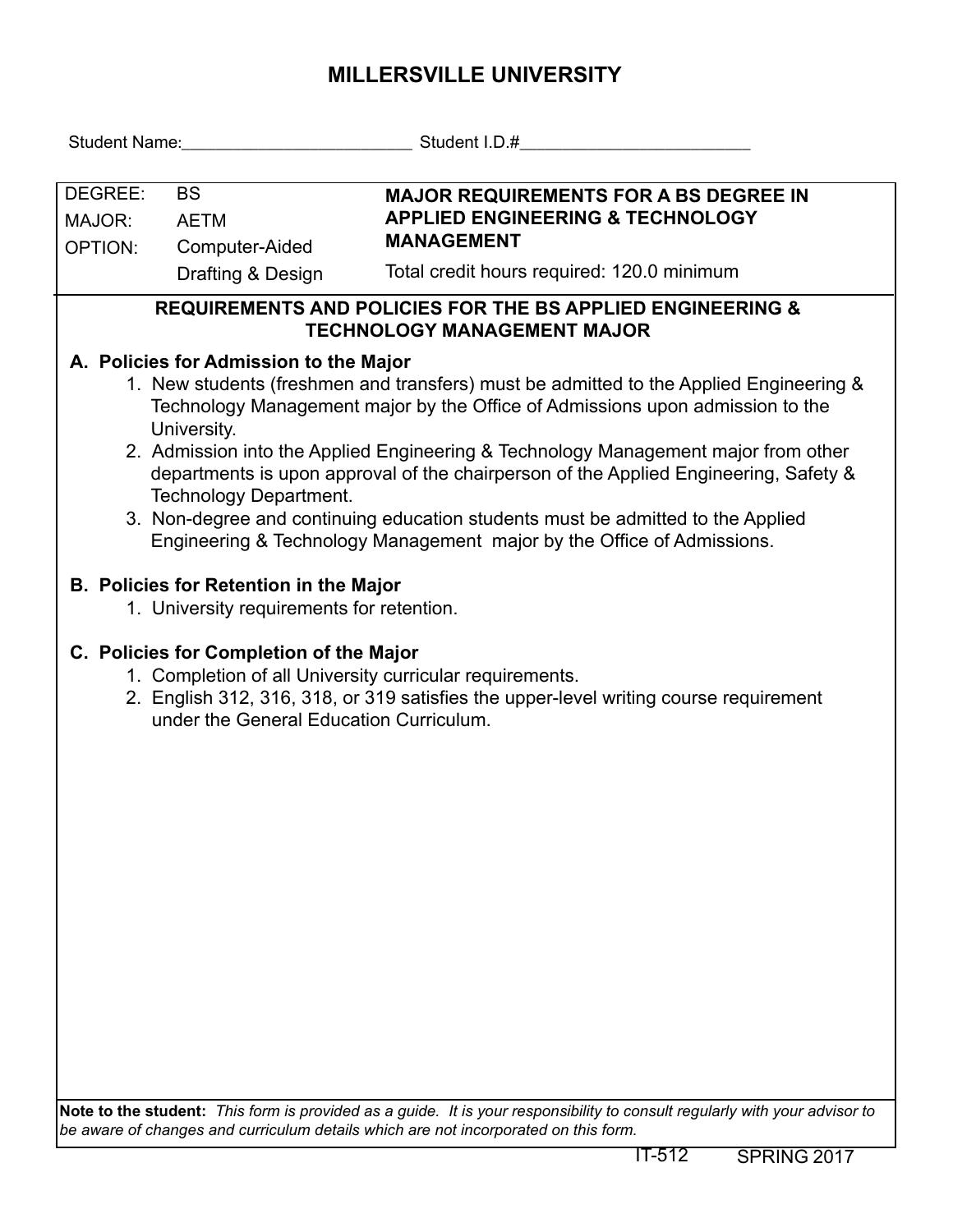# MILLERSVILLE UNIVERSITY

Student Name:_________________________ Student I.D.#_________________________

| DEGREE: | BS | **MAJOR REQUIREMENTS FOR A BS DEGREE IN APPLIED ENGINEERING & TECHNOLOGY MANAGEMENT** |
|---|---|---|
| MAJOR: | AETM | |
| OPTION: | Computer-Aided Drafting & Design | Total credit hours required: 120.0 minimum |

## REQUIREMENTS AND POLICIES FOR THE BS APPLIED ENGINEERING & TECHNOLOGY MANAGEMENT MAJOR

### A. Policies for Admission to the Major

1. New students (freshmen and transfers) must be admitted to the Applied Engineering & Technology Management major by the Office of Admissions upon admission to the University.
2. Admission into the Applied Engineering & Technology Management major from other departments is upon approval of the chairperson of the Applied Engineering, Safety & Technology Department.
3. Non-degree and continuing education students must be admitted to the Applied Engineering & Technology Management major by the Office of Admissions.

### B. Policies for Retention in the Major

1. University requirements for retention.

### C. Policies for Completion of the Major

1. Completion of all University curricular requirements.
2. English 312, 316, 318, or 319 satisfies the upper-level writing course requirement under the General Education Curriculum.

**Note to the student:** *This form is provided as a guide. It is your responsibility to consult regularly with your advisor to be aware of changes and curriculum details which are not incorporated on this form.*

IT-512 SPRING 2017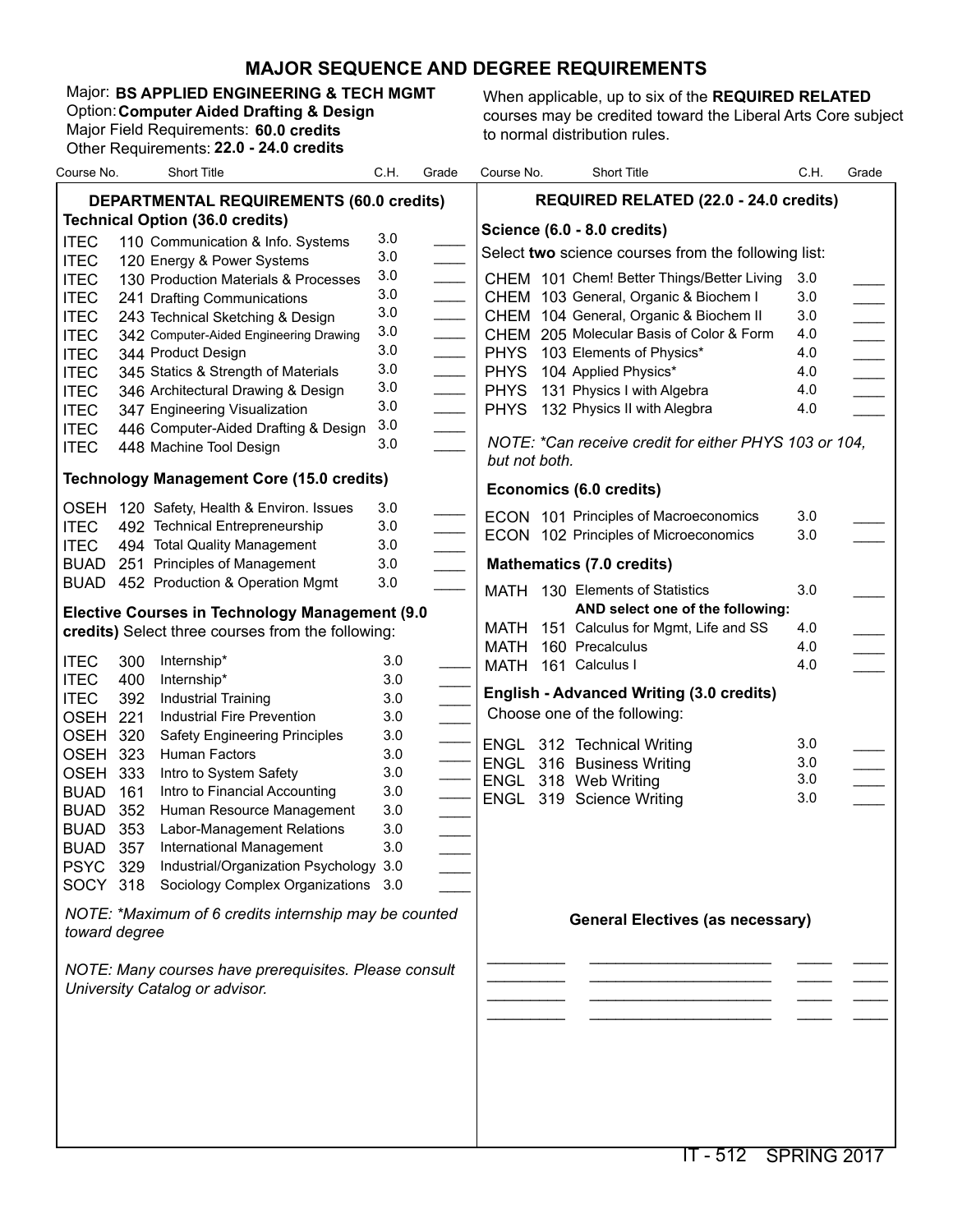# MAJOR SEQUENCE AND DEGREE REQUIREMENTS

Major: **BS APPLIED ENGINEERING & TECH MGMT**
Option: **Computer Aided Drafting & Design**
Major Field Requirements: **60.0 credits**
Other Requirements: **22.0 - 24.0 credits**

When applicable, up to six of the **REQUIRED RELATED** courses may be credited toward the Liberal Arts Core subject to normal distribution rules.

## DEPARTMENTAL REQUIREMENTS (60.0 credits)

### Technical Option (36.0 credits)

| Course No. | | Short Title | C.H. | Grade |
|---|---|---|---|---|
| ITEC | 110 | Communication & Info. Systems | 3.0 | ____ |
| ITEC | 120 | Energy & Power Systems | 3.0 | ____ |
| ITEC | 130 | Production Materials & Processes | 3.0 | ____ |
| ITEC | 241 | Drafting Communications | 3.0 | ____ |
| ITEC | 243 | Technical Sketching & Design | 3.0 | ____ |
| ITEC | 342 | Computer-Aided Engineering Drawing | 3.0 | ____ |
| ITEC | 344 | Product Design | 3.0 | ____ |
| ITEC | 345 | Statics & Strength of Materials | 3.0 | ____ |
| ITEC | 346 | Architectural Drawing & Design | 3.0 | ____ |
| ITEC | 347 | Engineering Visualization | 3.0 | ____ |
| ITEC | 446 | Computer-Aided Drafting & Design | 3.0 | ____ |
| ITEC | 448 | Machine Tool Design | 3.0 | ____ |

### Technology Management Core (15.0 credits)

| Course No. | | Short Title | C.H. | Grade |
|---|---|---|---|---|
| OSEH | 120 | Safety, Health & Environ. Issues | 3.0 | ____ |
| ITEC | 492 | Technical Entrepreneurship | 3.0 | ____ |
| ITEC | 494 | Total Quality Management | 3.0 | ____ |
| BUAD | 251 | Principles of Management | 3.0 | ____ |
| BUAD | 452 | Production & Operation Mgmt | 3.0 | ____ |

### Elective Courses in Technology Management (9.0 credits)

Select three courses from the following:

| Course No. | | Short Title | C.H. | Grade |
|---|---|---|---|---|
| ITEC | 300 | Internship* | 3.0 | ____ |
| ITEC | 400 | Internship* | 3.0 | ____ |
| ITEC | 392 | Industrial Training | 3.0 | ____ |
| OSEH | 221 | Industrial Fire Prevention | 3.0 | ____ |
| OSEH | 320 | Safety Engineering Principles | 3.0 | ____ |
| OSEH | 323 | Human Factors | 3.0 | ____ |
| OSEH | 333 | Intro to System Safety | 3.0 | ____ |
| BUAD | 161 | Intro to Financial Accounting | 3.0 | ____ |
| BUAD | 352 | Human Resource Management | 3.0 | ____ |
| BUAD | 353 | Labor-Management Relations | 3.0 | ____ |
| BUAD | 357 | International Management | 3.0 | ____ |
| PSYC | 329 | Industrial/Organization Psychology | 3.0 | ____ |
| SOCY | 318 | Sociology Complex Organizations | 3.0 | ____ |

*NOTE: \*Maximum of 6 credits internship may be counted toward degree*

*NOTE: Many courses have prerequisites. Please consult University Catalog or advisor.*

## REQUIRED RELATED (22.0 - 24.0 credits)

### Science (6.0 - 8.0 credits)

Select **two** science courses from the following list:

| Course No. | | Short Title | C.H. | Grade |
|---|---|---|---|---|
| CHEM | 101 | Chem! Better Things/Better Living | 3.0 | ____ |
| CHEM | 103 | General, Organic & Biochem I | 3.0 | ____ |
| CHEM | 104 | General, Organic & Biochem II | 3.0 | ____ |
| CHEM | 205 | Molecular Basis of Color & Form | 4.0 | ____ |
| PHYS | 103 | Elements of Physics* | 4.0 | ____ |
| PHYS | 104 | Applied Physics* | 4.0 | ____ |
| PHYS | 131 | Physics I with Algebra | 4.0 | ____ |
| PHYS | 132 | Physics II with Alegbra | 4.0 | ____ |

*NOTE: \*Can receive credit for either PHYS 103 or 104, but not both.*

### Economics (6.0 credits)

| Course No. | | Short Title | C.H. | Grade |
|---|---|---|---|---|
| ECON | 101 | Principles of Macroeconomics | 3.0 | ____ |
| ECON | 102 | Principles of Microeconomics | 3.0 | ____ |

### Mathematics (7.0 credits)

| Course No. | | Short Title | C.H. | Grade |
|---|---|---|---|---|
| MATH | 130 | Elements of Statistics | 3.0 | ____ |
| | | **AND select one of the following:** | | |
| MATH | 151 | Calculus for Mgmt, Life and SS | 4.0 | ____ |
| MATH | 160 | Precalculus | 4.0 | ____ |
| MATH | 161 | Calculus I | 4.0 | ____ |

### English - Advanced Writing (3.0 credits)

Choose one of the following:

| Course No. | | Short Title | C.H. | Grade |
|---|---|---|---|---|
| ENGL | 312 | Technical Writing | 3.0 | ____ |
| ENGL | 316 | Business Writing | 3.0 | ____ |
| ENGL | 318 | Web Writing | 3.0 | ____ |
| ENGL | 319 | Science Writing | 3.0 | ____ |

### General Electives (as necessary)

| Course No. | Short Title | C.H. | Grade |
|---|---|---|---|
| ________ | ____________________ | ____ | ____ |
| ________ | ____________________ | ____ | ____ |
| ________ | ____________________ | ____ | ____ |
| ________ | ____________________ | ____ | ____ |

IT - 512 SPRING 2017